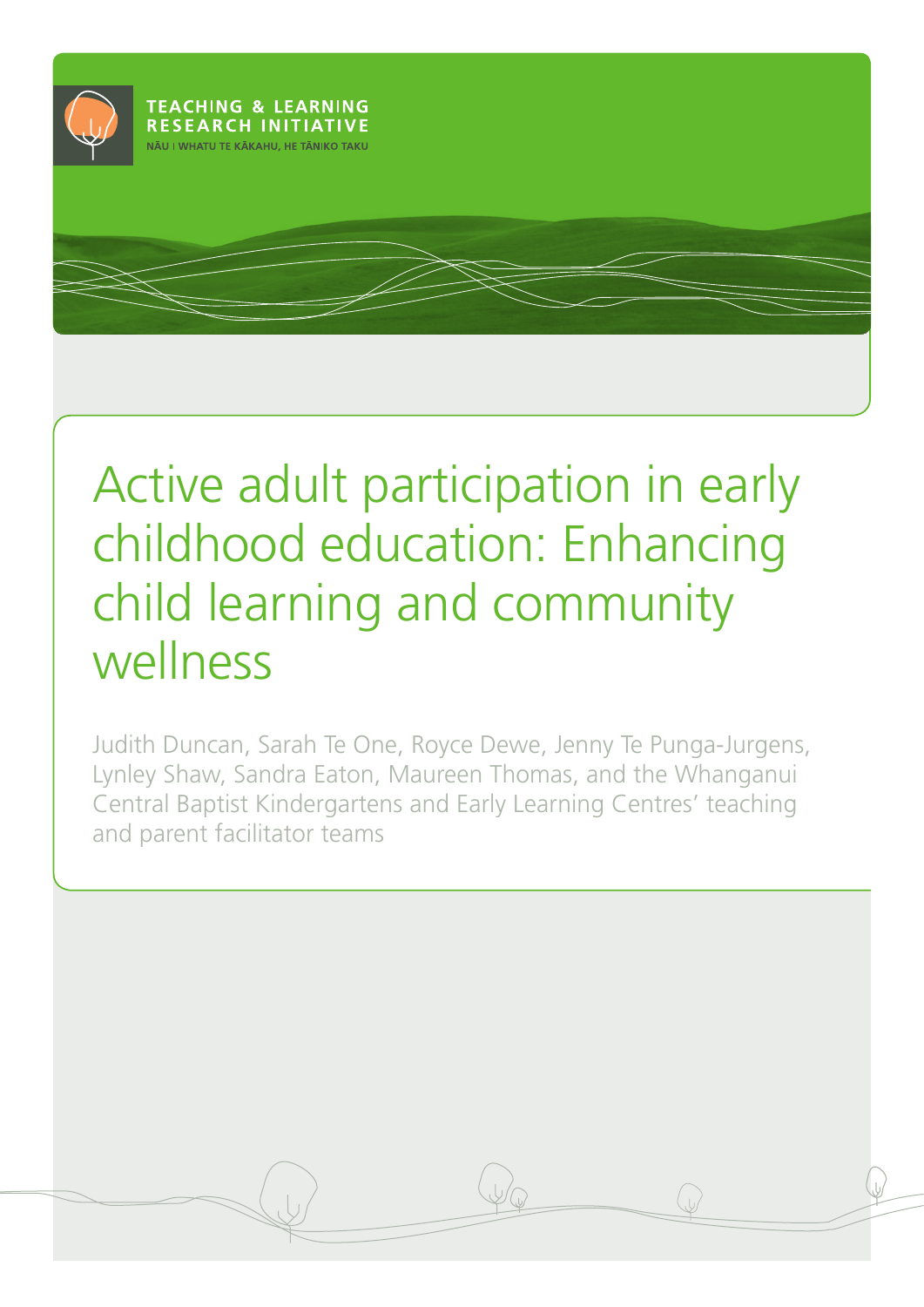TEACHING & LEARNING RESEARCH INITIATIVE

NĀU I WHATU TE KĀKAHU, HE TĀNIKO TAKU

# Active adult participation in early childhood education: Enhancing child learning and community wellness

Judith Duncan, Sarah Te One, Royce Dewe, Jenny Te Punga-Jurgens, Lynley Shaw, Sandra Eaton, Maureen Thomas, and the Whanganui Central Baptist Kindergartens and Early Learning Centres' teaching and parent facilitator teams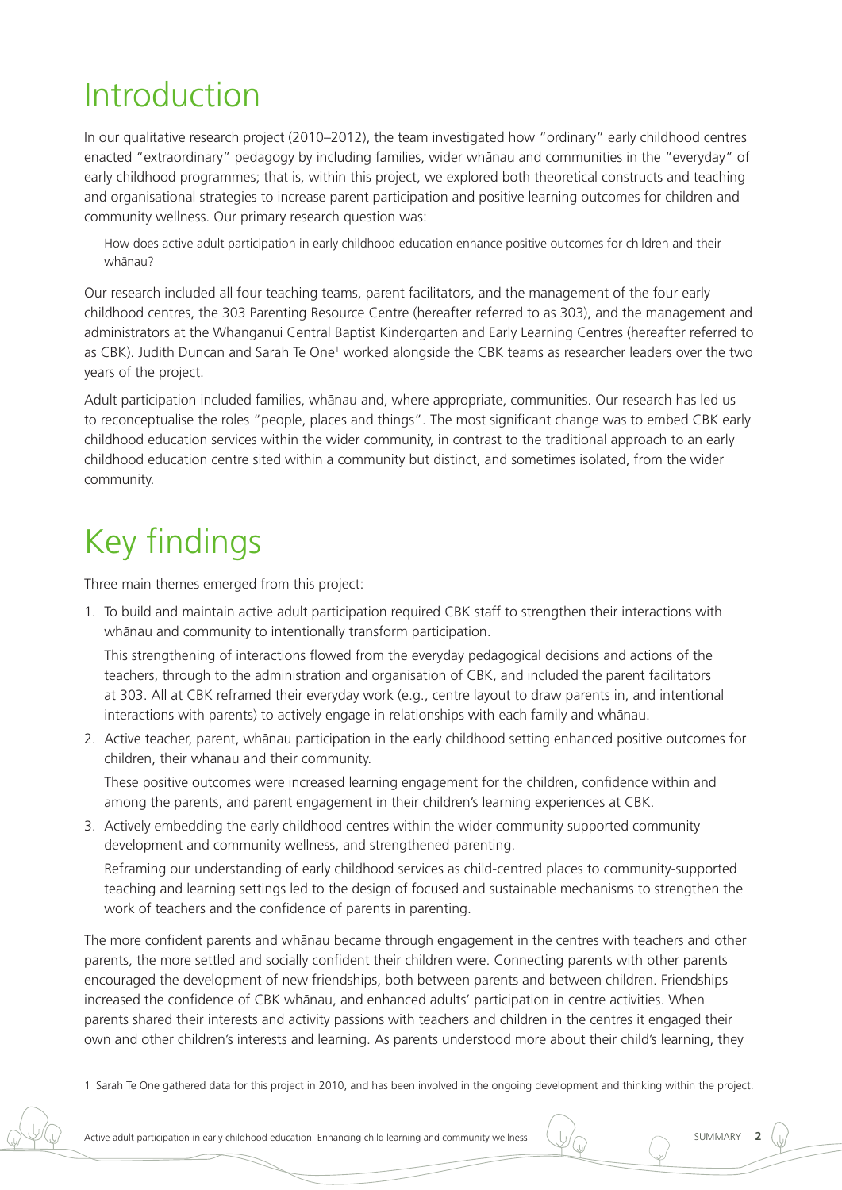# Introduction

In our qualitative research project (2010–2012), the team investigated how "ordinary" early childhood centres enacted "extraordinary" pedagogy by including families, wider whānau and communities in the "everyday" of early childhood programmes; that is, within this project, we explored both theoretical constructs and teaching and organisational strategies to increase parent participation and positive learning outcomes for children and community wellness. Our primary research question was:

> How does active adult participation in early childhood education enhance positive outcomes for children and their whānau?

Our research included all four teaching teams, parent facilitators, and the management of the four early childhood centres, the 303 Parenting Resource Centre (hereafter referred to as 303), and the management and administrators at the Whanganui Central Baptist Kindergarten and Early Learning Centres (hereafter referred to as CBK). Judith Duncan and Sarah Te One[1] worked alongside the CBK teams as researcher leaders over the two years of the project.

Adult participation included families, whānau and, where appropriate, communities. Our research has led us to reconceptualise the roles "people, places and things". The most significant change was to embed CBK early childhood education services within the wider community, in contrast to the traditional approach to an early childhood education centre sited within a community but distinct, and sometimes isolated, from the wider community.

# Key findings

Three main themes emerged from this project:

1. To build and maintain active adult participation required CBK staff to strengthen their interactions with whānau and community to intentionally transform participation.

   This strengthening of interactions flowed from the everyday pedagogical decisions and actions of the teachers, through to the administration and organisation of CBK, and included the parent facilitators at 303. All at CBK reframed their everyday work (e.g., centre layout to draw parents in, and intentional interactions with parents) to actively engage in relationships with each family and whānau.

2. Active teacher, parent, whānau participation in the early childhood setting enhanced positive outcomes for children, their whānau and their community.

   These positive outcomes were increased learning engagement for the children, confidence within and among the parents, and parent engagement in their children's learning experiences at CBK.

3. Actively embedding the early childhood centres within the wider community supported community development and community wellness, and strengthened parenting.

   Reframing our understanding of early childhood services as child-centred places to community-supported teaching and learning settings led to the design of focused and sustainable mechanisms to strengthen the work of teachers and the confidence of parents in parenting.

The more confident parents and whānau became through engagement in the centres with teachers and other parents, the more settled and socially confident their children were. Connecting parents with other parents encouraged the development of new friendships, both between parents and between children. Friendships increased the confidence of CBK whānau, and enhanced adults' participation in centre activities. When parents shared their interests and activity passions with teachers and children in the centres it engaged their own and other children's interests and learning. As parents understood more about their child's learning, they

---

[1] Sarah Te One gathered data for this project in 2010, and has been involved in the ongoing development and thinking within the project.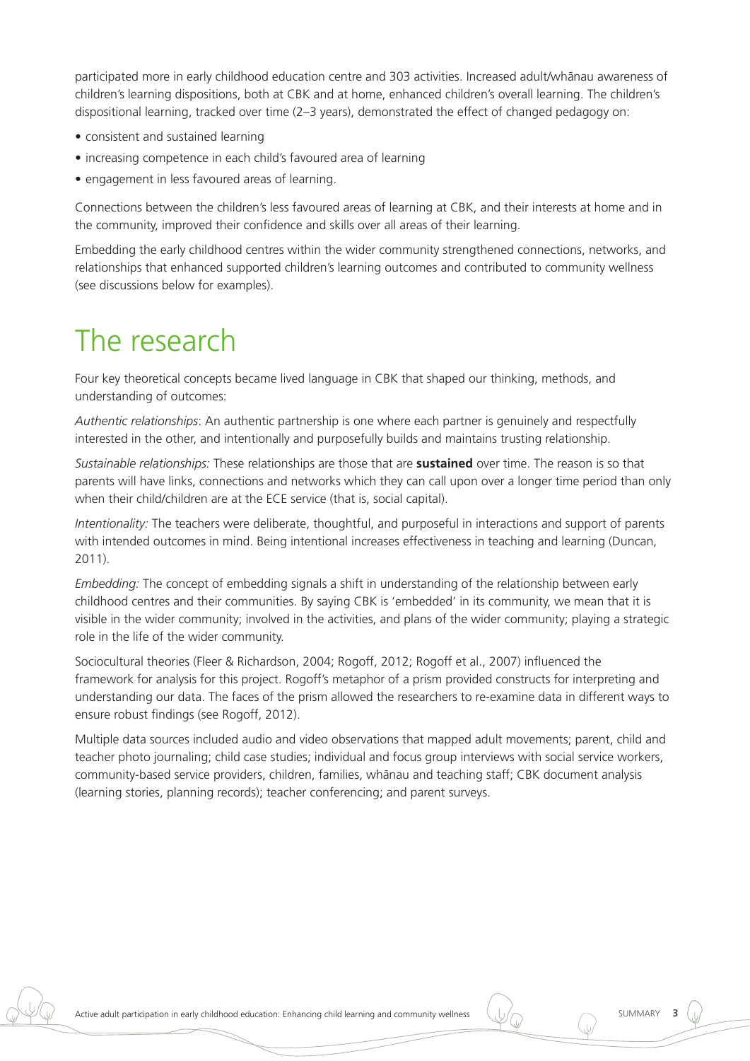participated more in early childhood education centre and 303 activities. Increased adult/whānau awareness of children's learning dispositions, both at CBK and at home, enhanced children's overall learning. The children's dispositional learning, tracked over time (2–3 years), demonstrated the effect of changed pedagogy on:

- consistent and sustained learning
- increasing competence in each child's favoured area of learning
- engagement in less favoured areas of learning.

Connections between the children's less favoured areas of learning at CBK, and their interests at home and in the community, improved their confidence and skills over all areas of their learning.

Embedding the early childhood centres within the wider community strengthened connections, networks, and relationships that enhanced supported children's learning outcomes and contributed to community wellness (see discussions below for examples).

# The research

Four key theoretical concepts became lived language in CBK that shaped our thinking, methods, and understanding of outcomes:

*Authentic relationships*: An authentic partnership is one where each partner is genuinely and respectfully interested in the other, and intentionally and purposefully builds and maintains trusting relationship.

*Sustainable relationships:* These relationships are those that are **sustained** over time. The reason is so that parents will have links, connections and networks which they can call upon over a longer time period than only when their child/children are at the ECE service (that is, social capital).

*Intentionality:* The teachers were deliberate, thoughtful, and purposeful in interactions and support of parents with intended outcomes in mind. Being intentional increases effectiveness in teaching and learning (Duncan, 2011).

*Embedding:* The concept of embedding signals a shift in understanding of the relationship between early childhood centres and their communities. By saying CBK is 'embedded' in its community, we mean that it is visible in the wider community; involved in the activities, and plans of the wider community; playing a strategic role in the life of the wider community.

Sociocultural theories (Fleer & Richardson, 2004; Rogoff, 2012; Rogoff et al., 2007) influenced the framework for analysis for this project. Rogoff's metaphor of a prism provided constructs for interpreting and understanding our data. The faces of the prism allowed the researchers to re-examine data in different ways to ensure robust findings (see Rogoff, 2012).

Multiple data sources included audio and video observations that mapped adult movements; parent, child and teacher photo journaling; child case studies; individual and focus group interviews with social service workers, community-based service providers, children, families, whānau and teaching staff; CBK document analysis (learning stories, planning records); teacher conferencing; and parent surveys.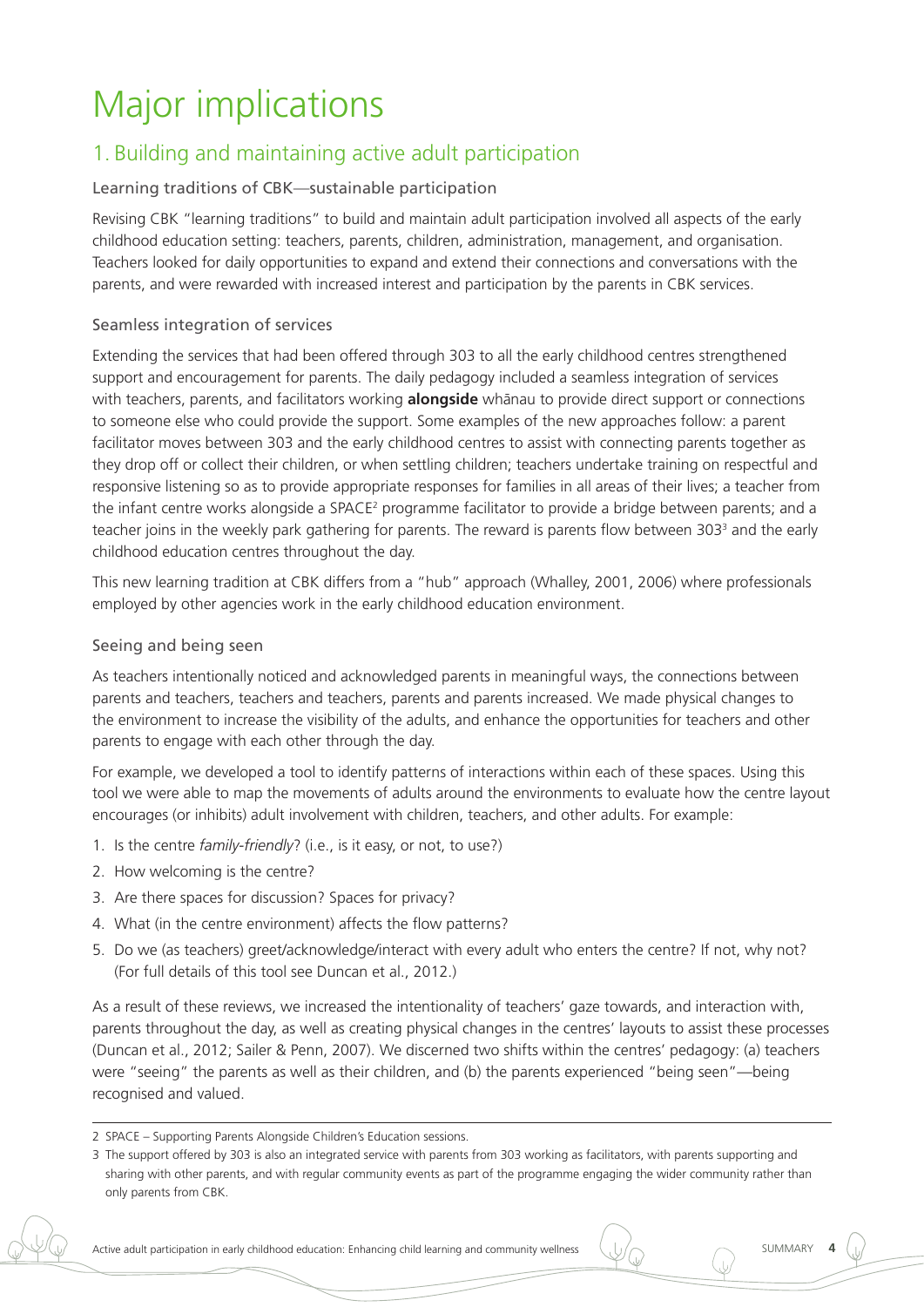# Major implications

## 1. Building and maintaining active adult participation

### Learning traditions of CBK—sustainable participation

Revising CBK "learning traditions" to build and maintain adult participation involved all aspects of the early childhood education setting: teachers, parents, children, administration, management, and organisation. Teachers looked for daily opportunities to expand and extend their connections and conversations with the parents, and were rewarded with increased interest and participation by the parents in CBK services.

### Seamless integration of services

Extending the services that had been offered through 303 to all the early childhood centres strengthened support and encouragement for parents. The daily pedagogy included a seamless integration of services with teachers, parents, and facilitators working **alongside** whānau to provide direct support or connections to someone else who could provide the support. Some examples of the new approaches follow: a parent facilitator moves between 303 and the early childhood centres to assist with connecting parents together as they drop off or collect their children, or when settling children; teachers undertake training on respectful and responsive listening so as to provide appropriate responses for families in all areas of their lives; a teacher from the infant centre works alongside a SPACE[2] programme facilitator to provide a bridge between parents; and a teacher joins in the weekly park gathering for parents. The reward is parents flow between 303[3] and the early childhood education centres throughout the day.

This new learning tradition at CBK differs from a "hub" approach (Whalley, 2001, 2006) where professionals employed by other agencies work in the early childhood education environment.

### Seeing and being seen

As teachers intentionally noticed and acknowledged parents in meaningful ways, the connections between parents and teachers, teachers and teachers, parents and parents increased. We made physical changes to the environment to increase the visibility of the adults, and enhance the opportunities for teachers and other parents to engage with each other through the day.

For example, we developed a tool to identify patterns of interactions within each of these spaces. Using this tool we were able to map the movements of adults around the environments to evaluate how the centre layout encourages (or inhibits) adult involvement with children, teachers, and other adults. For example:

1. Is the centre *family-friendly*? (i.e., is it easy, or not, to use?)
2. How welcoming is the centre?
3. Are there spaces for discussion? Spaces for privacy?
4. What (in the centre environment) affects the flow patterns?
5. Do we (as teachers) greet/acknowledge/interact with every adult who enters the centre? If not, why not? (For full details of this tool see Duncan et al., 2012.)

As a result of these reviews, we increased the intentionality of teachers' gaze towards, and interaction with, parents throughout the day, as well as creating physical changes in the centres' layouts to assist these processes (Duncan et al., 2012; Sailer & Penn, 2007). We discerned two shifts within the centres' pedagogy: (a) teachers were "seeing" the parents as well as their children, and (b) the parents experienced "being seen"—being recognised and valued.

---

2 SPACE – Supporting Parents Alongside Children's Education sessions.

3 The support offered by 303 is also an integrated service with parents from 303 working as facilitators, with parents supporting and sharing with other parents, and with regular community events as part of the programme engaging the wider community rather than only parents from CBK.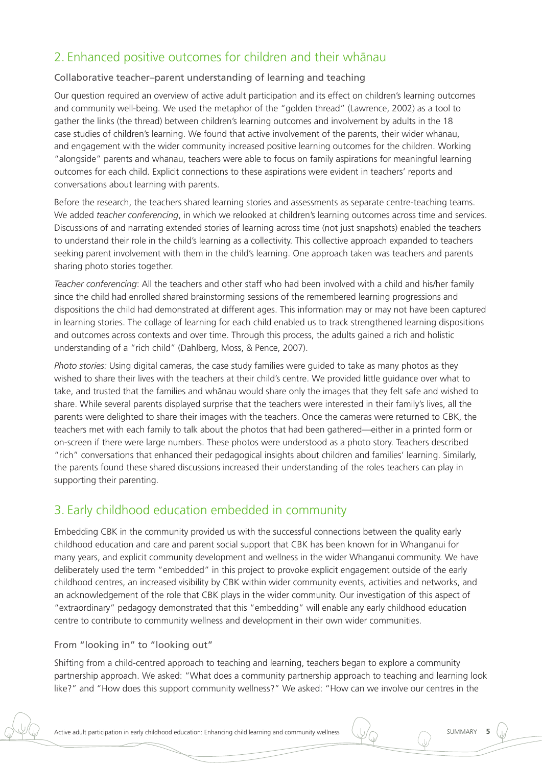## 2. Enhanced positive outcomes for children and their whānau

### Collaborative teacher–parent understanding of learning and teaching

Our question required an overview of active adult participation and its effect on children's learning outcomes and community well-being. We used the metaphor of the "golden thread" (Lawrence, 2002) as a tool to gather the links (the thread) between children's learning outcomes and involvement by adults in the 18 case studies of children's learning. We found that active involvement of the parents, their wider whānau, and engagement with the wider community increased positive learning outcomes for the children. Working "alongside" parents and whānau, teachers were able to focus on family aspirations for meaningful learning outcomes for each child. Explicit connections to these aspirations were evident in teachers' reports and conversations about learning with parents.

Before the research, the teachers shared learning stories and assessments as separate centre-teaching teams. We added *teacher conferencing*, in which we relooked at children's learning outcomes across time and services. Discussions of and narrating extended stories of learning across time (not just snapshots) enabled the teachers to understand their role in the child's learning as a collectivity. This collective approach expanded to teachers seeking parent involvement with them in the child's learning. One approach taken was teachers and parents sharing photo stories together.

*Teacher conferencing*: All the teachers and other staff who had been involved with a child and his/her family since the child had enrolled shared brainstorming sessions of the remembered learning progressions and dispositions the child had demonstrated at different ages. This information may or may not have been captured in learning stories. The collage of learning for each child enabled us to track strengthened learning dispositions and outcomes across contexts and over time. Through this process, the adults gained a rich and holistic understanding of a "rich child" (Dahlberg, Moss, & Pence, 2007).

*Photo stories:* Using digital cameras, the case study families were guided to take as many photos as they wished to share their lives with the teachers at their child's centre. We provided little guidance over what to take, and trusted that the families and whānau would share only the images that they felt safe and wished to share. While several parents displayed surprise that the teachers were interested in their family's lives, all the parents were delighted to share their images with the teachers. Once the cameras were returned to CBK, the teachers met with each family to talk about the photos that had been gathered—either in a printed form or on-screen if there were large numbers. These photos were understood as a photo story. Teachers described "rich" conversations that enhanced their pedagogical insights about children and families' learning. Similarly, the parents found these shared discussions increased their understanding of the roles teachers can play in supporting their parenting.

## 3. Early childhood education embedded in community

Embedding CBK in the community provided us with the successful connections between the quality early childhood education and care and parent social support that CBK has been known for in Whanganui for many years, and explicit community development and wellness in the wider Whanganui community. We have deliberately used the term "embedded" in this project to provoke explicit engagement outside of the early childhood centres, an increased visibility by CBK within wider community events, activities and networks, and an acknowledgement of the role that CBK plays in the wider community. Our investigation of this aspect of "extraordinary" pedagogy demonstrated that this "embedding" will enable any early childhood education centre to contribute to community wellness and development in their own wider communities.

### From "looking in" to "looking out"

Shifting from a child-centred approach to teaching and learning, teachers began to explore a community partnership approach. We asked: "What does a community partnership approach to teaching and learning look like?" and "How does this support community wellness?" We asked: "How can we involve our centres in the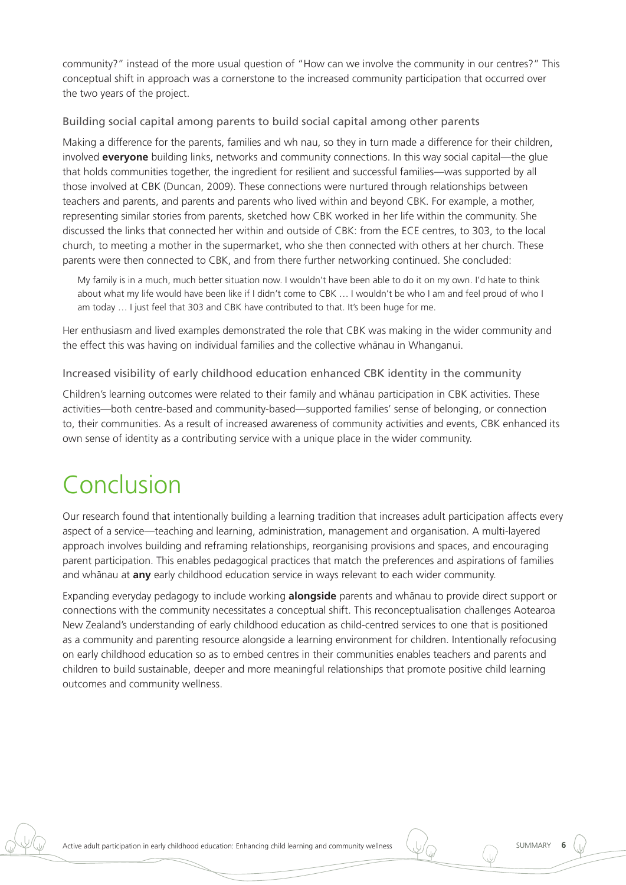community?" instead of the more usual question of "How can we involve the community in our centres?" This conceptual shift in approach was a cornerstone to the increased community participation that occurred over the two years of the project.

### Building social capital among parents to build social capital among other parents

Making a difference for the parents, families and wh nau, so they in turn made a difference for their children, involved **everyone** building links, networks and community connections. In this way social capital—the glue that holds communities together, the ingredient for resilient and successful families—was supported by all those involved at CBK (Duncan, 2009). These connections were nurtured through relationships between teachers and parents, and parents and parents who lived within and beyond CBK. For example, a mother, representing similar stories from parents, sketched how CBK worked in her life within the community. She discussed the links that connected her within and outside of CBK: from the ECE centres, to 303, to the local church, to meeting a mother in the supermarket, who she then connected with others at her church. These parents were then connected to CBK, and from there further networking continued. She concluded:

> My family is in a much, much better situation now. I wouldn't have been able to do it on my own. I'd hate to think about what my life would have been like if I didn't come to CBK … I wouldn't be who I am and feel proud of who I am today … I just feel that 303 and CBK have contributed to that. It's been huge for me.

Her enthusiasm and lived examples demonstrated the role that CBK was making in the wider community and the effect this was having on individual families and the collective whānau in Whanganui.

### Increased visibility of early childhood education enhanced CBK identity in the community

Children's learning outcomes were related to their family and whānau participation in CBK activities. These activities—both centre-based and community-based—supported families' sense of belonging, or connection to, their communities. As a result of increased awareness of community activities and events, CBK enhanced its own sense of identity as a contributing service with a unique place in the wider community.

# Conclusion

Our research found that intentionally building a learning tradition that increases adult participation affects every aspect of a service—teaching and learning, administration, management and organisation. A multi-layered approach involves building and reframing relationships, reorganising provisions and spaces, and encouraging parent participation. This enables pedagogical practices that match the preferences and aspirations of families and whānau at **any** early childhood education service in ways relevant to each wider community.

Expanding everyday pedagogy to include working **alongside** parents and whānau to provide direct support or connections with the community necessitates a conceptual shift. This reconceptualisation challenges Aotearoa New Zealand's understanding of early childhood education as child-centred services to one that is positioned as a community and parenting resource alongside a learning environment for children. Intentionally refocusing on early childhood education so as to embed centres in their communities enables teachers and parents and children to build sustainable, deeper and more meaningful relationships that promote positive child learning outcomes and community wellness.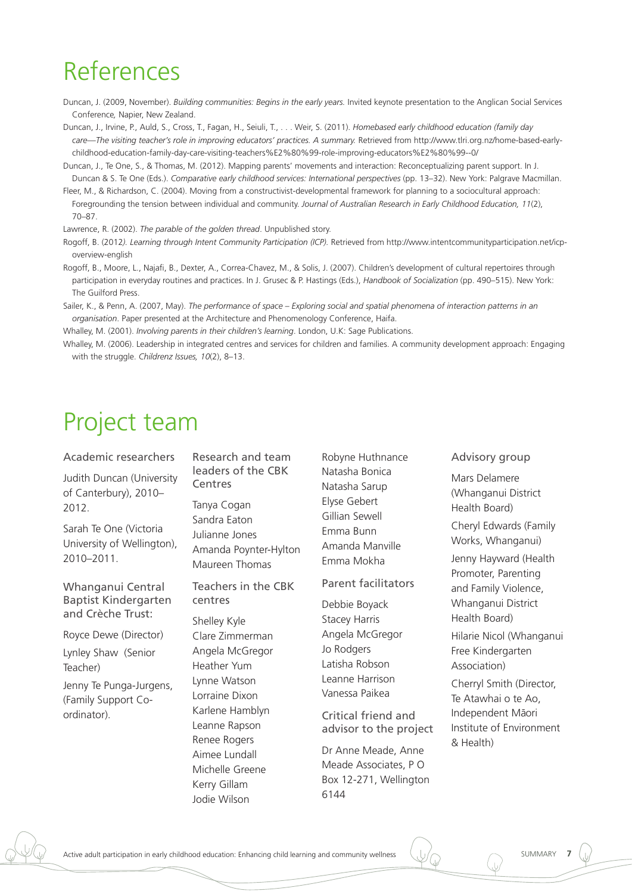# References

Duncan, J. (2009, November). *Building communities: Begins in the early years.* Invited keynote presentation to the Anglican Social Services Conference, Napier, New Zealand.

Duncan, J., Irvine, P., Auld, S., Cross, T., Fagan, H., Seiuli, T., . . . Weir, S. (2011). *Homebased early childhood education (family day care—The visiting teacher's role in improving educators' practices. A summary.* Retrieved from http://www.tlri.org.nz/home-based-early-childhood-education-family-day-care-visiting-teachers%E2%80%99-role-improving-educators%E2%80%99--0/

Duncan, J., Te One, S., & Thomas, M. (2012). Mapping parents' movements and interaction: Reconceptualizing parent support. In J. Duncan & S. Te One (Eds.). *Comparative early childhood services: International perspectives* (pp. 13–32). New York: Palgrave Macmillan.

Fleer, M., & Richardson, C. (2004). Moving from a constructivist-developmental framework for planning to a sociocultural approach: Foregrounding the tension between individual and community. *Journal of Australian Research in Early Childhood Education, 11*(2), 70–87.

Lawrence, R. (2002). *The parable of the golden thread*. Unpublished story.

Rogoff, B. (2012*). Learning through Intent Community Participation (ICP).* Retrieved from http://www.intentcommunityparticipation.net/icp-overview-english

Rogoff, B., Moore, L., Najafi, B., Dexter, A., Correa-Chavez, M., & Solis, J. (2007). Children's development of cultural repertoires through participation in everyday routines and practices. In J. Grusec & P. Hastings (Eds.), *Handbook of Socialization* (pp. 490–515). New York: The Guilford Press.

Sailer, K., & Penn, A. (2007, May). *The performance of space – Exploring social and spatial phenomena of interaction patterns in an organisation*. Paper presented at the Architecture and Phenomenology Conference, Haifa.

Whalley, M. (2001). *Involving parents in their children's learning*. London, U.K: Sage Publications.

Whalley, M. (2006). Leadership in integrated centres and services for children and families. A community development approach: Engaging with the struggle. *Childrenz Issues, 10*(2), 8–13.

# Project team

### Academic researchers

Judith Duncan (University of Canterbury), 2010–2012.

Sarah Te One (Victoria University of Wellington), 2010–2011.

### Whanganui Central Baptist Kindergarten and Crèche Trust:

Royce Dewe (Director)

Lynley Shaw (Senior Teacher)

Jenny Te Punga-Jurgens, (Family Support Co-ordinator).

### Research and team leaders of the CBK Centres

Tanya Cogan
Sandra Eaton
Julianne Jones
Amanda Poynter-Hylton
Maureen Thomas

### Teachers in the CBK centres

Shelley Kyle
Clare Zimmerman
Angela McGregor
Heather Yum
Lynne Watson
Lorraine Dixon
Karlene Hamblyn
Leanne Rapson
Renee Rogers
Aimee Lundall
Michelle Greene
Kerry Gillam
Jodie Wilson
Robyne Huthnance
Natasha Bonica
Natasha Sarup
Elyse Gebert
Gillian Sewell
Emma Bunn
Amanda Manville
Emma Mokha

### Parent facilitators

Debbie Boyack
Stacey Harris
Angela McGregor
Jo Rodgers
Latisha Robson
Leanne Harrison
Vanessa Paikea

### Critical friend and advisor to the project

Dr Anne Meade, Anne Meade Associates, P O Box 12-271, Wellington 6144

### Advisory group

Mars Delamere (Whanganui District Health Board)

Cheryl Edwards (Family Works, Whanganui)

Jenny Hayward (Health Promoter, Parenting and Family Violence, Whanganui District Health Board)

Hilarie Nicol (Whanganui Free Kindergarten Association)

Cherryl Smith (Director, Te Atawhai o te Ao, Independent Māori Institute of Environment & Health)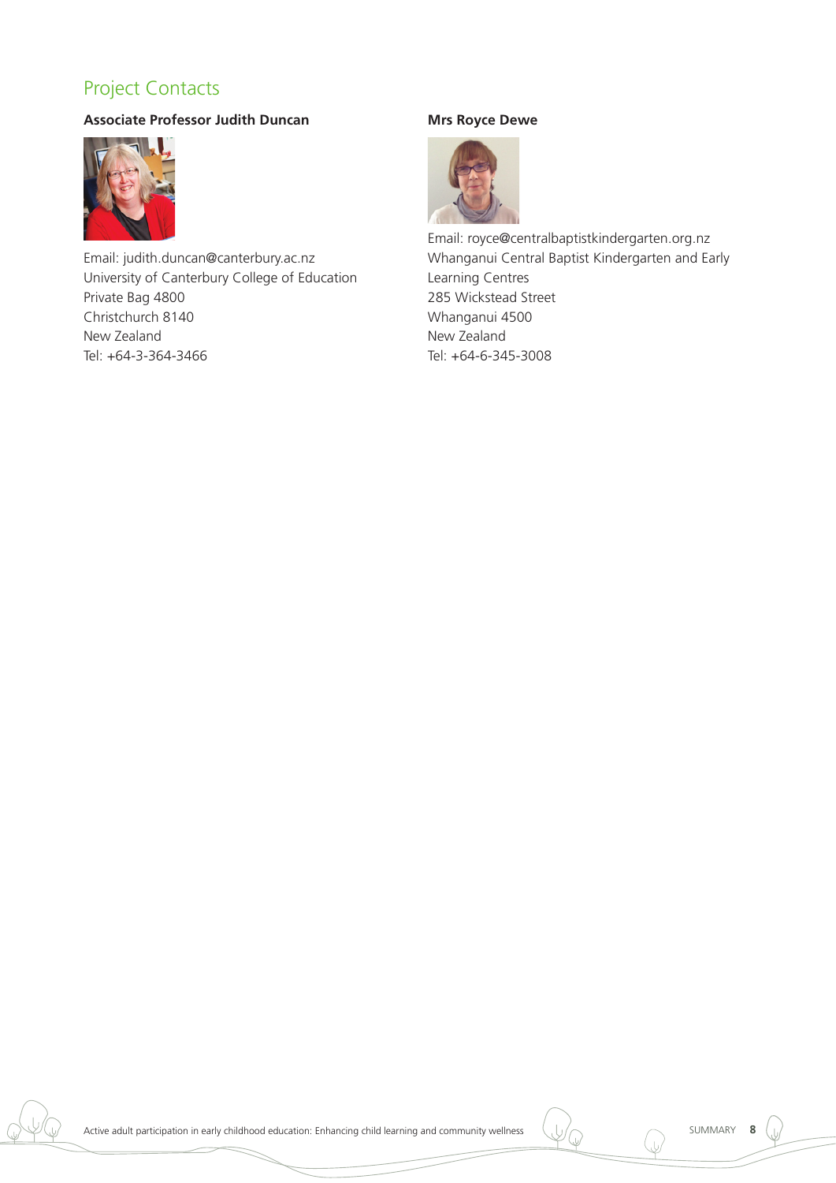## Project Contacts

**Associate Professor Judith Duncan**

Email: judith.duncan@canterbury.ac.nz
University of Canterbury College of Education
Private Bag 4800
Christchurch 8140
New Zealand
Tel: +64-3-364-3466

**Mrs Royce Dewe**

Email: royce@centralbaptistkindergarten.org.nz
Whanganui Central Baptist Kindergarten and Early Learning Centres
285 Wickstead Street
Whanganui 4500
New Zealand
Tel: +64-6-345-3008